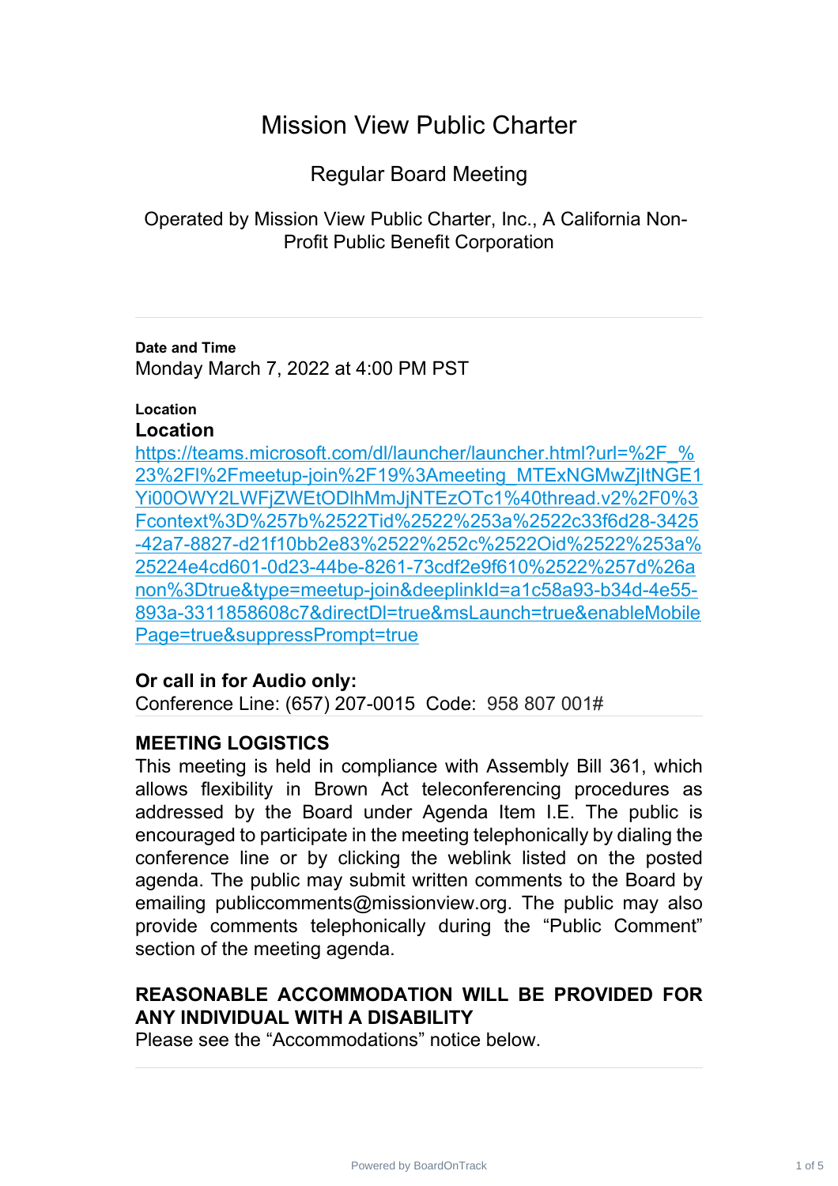# Mission View Public Charter

## Regular Board Meeting

Operated by Mission View Public Charter, Inc., A California Non-Profit Public Benefit Corporation

---

**Date and Time**

Monday March 7, 2022 at 4:00 PM PST

**Location**

**Location**

https://teams.microsoft.com/dl/launcher/launcher.html?url=%2F_%23%2Fl%2Fmeetup-join%2F19%3Ameeting_MTExNGMwZjItNGE1Yi00OWY2LWFjZWEtODlhMmJjNTEzOTc1%40thread.v2%2F0%3Fcontext%3D%257b%2522Tid%2522%253a%2522c33f6d28-3425-42a7-8827-d21f10bb2e83%2522%252c%2522Oid%2522%253a%25224e4cd601-0d23-44be-8261-73cdf2e9f610%2522%257d%26anon%3Dtrue&type=meetup-join&deeplinkId=a1c58a93-b34d-4e55-893a-3311858608c7&directDl=true&msLaunch=true&enableMobilePage=true&suppressPrompt=true

**Or call in for Audio only:**

Conference Line: (657) 207-0015 Code: 958 807 001#

---

**MEETING LOGISTICS**

This meeting is held in compliance with Assembly Bill 361, which allows flexibility in Brown Act teleconferencing procedures as addressed by the Board under Agenda Item I.E. The public is encouraged to participate in the meeting telephonically by dialing the conference line or by clicking the weblink listed on the posted agenda. The public may submit written comments to the Board by emailing publiccomments@missionview.org. The public may also provide comments telephonically during the "Public Comment" section of the meeting agenda.

**REASONABLE ACCOMMODATION WILL BE PROVIDED FOR ANY INDIVIDUAL WITH A DISABILITY**

Please see the "Accommodations" notice below.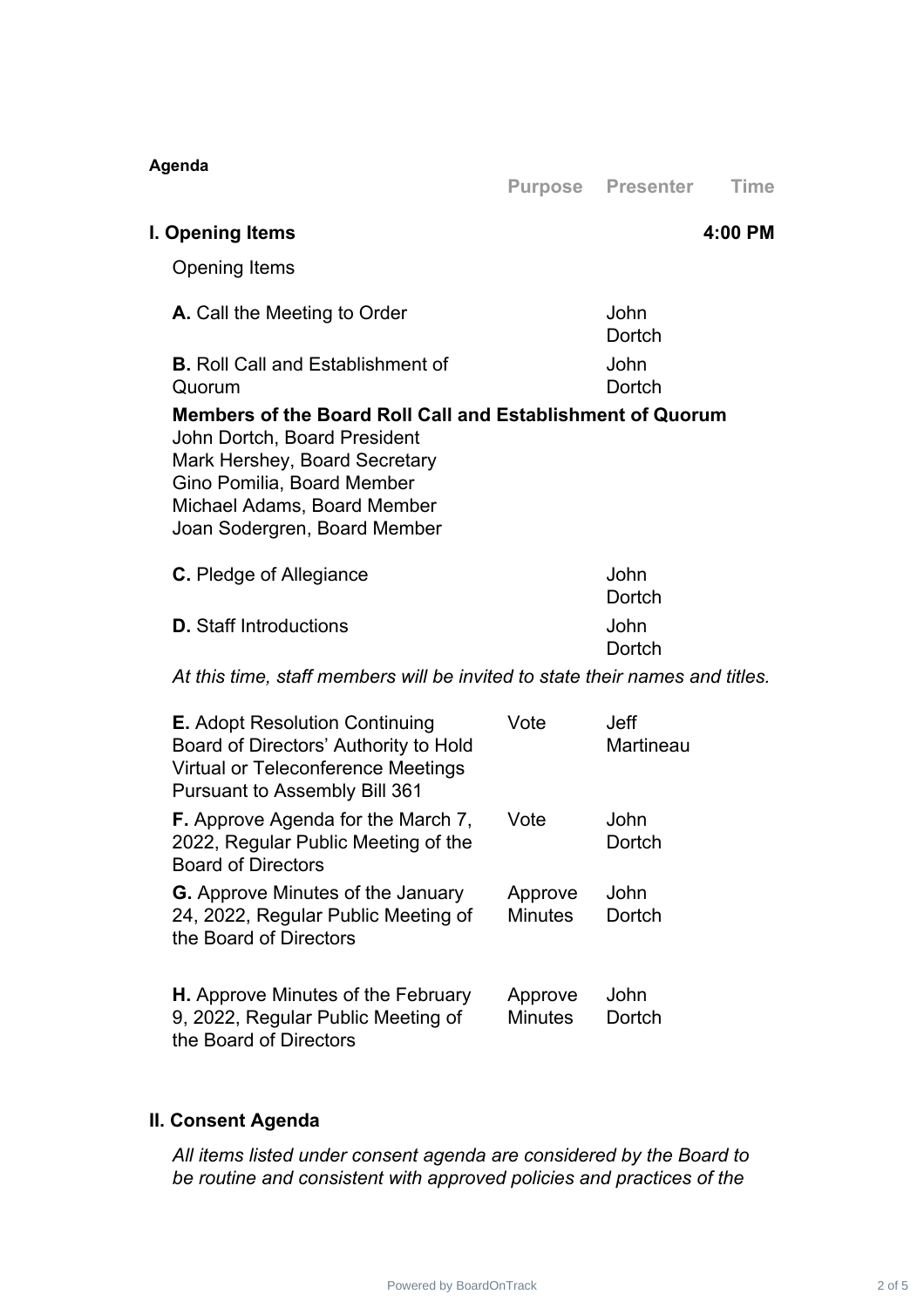**Agenda**

| | Purpose | Presenter | Time |
|---|---|---|---|
| **I. Opening Items** | | | **4:00 PM** |
| Opening Items | | | |
| **A.** Call the Meeting to Order | | John Dortch | |
| **B.** Roll Call and Establishment of Quorum | | John Dortch | |

**Members of the Board Roll Call and Establishment of Quorum**
John Dortch, Board President
Mark Hershey, Board Secretary
Gino Pomilia, Board Member
Michael Adams, Board Member
Joan Sodergren, Board Member

| | Purpose | Presenter | Time |
|---|---|---|---|
| **C.** Pledge of Allegiance | | John Dortch | |
| **D.** Staff Introductions | | John Dortch | |

*At this time, staff members will be invited to state their names and titles.*

| | Purpose | Presenter | Time |
|---|---|---|---|
| **E.** Adopt Resolution Continuing Board of Directors' Authority to Hold Virtual or Teleconference Meetings Pursuant to Assembly Bill 361 | Vote | Jeff Martineau | |
| **F.** Approve Agenda for the March 7, 2022, Regular Public Meeting of the Board of Directors | Vote | John Dortch | |
| **G.** Approve Minutes of the January 24, 2022, Regular Public Meeting of the Board of Directors | Approve Minutes | John Dortch | |
| **H.** Approve Minutes of the February 9, 2022, Regular Public Meeting of the Board of Directors | Approve Minutes | John Dortch | |

## II. Consent Agenda

*All items listed under consent agenda are considered by the Board to be routine and consistent with approved policies and practices of the*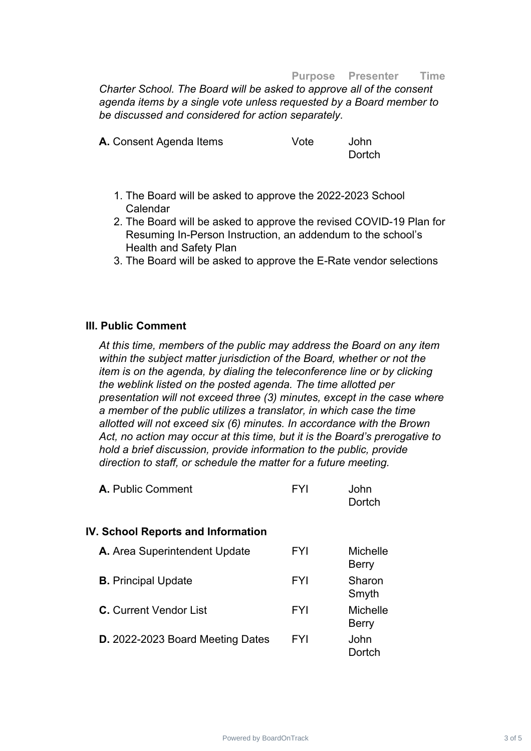| | Purpose | Presenter | Time |
|---|---|---|---|

*Charter School. The Board will be asked to approve all of the consent agenda items by a single vote unless requested by a Board member to be discussed and considered for action separately.*

| | Purpose | Presenter | Time |
|---|---|---|---|
| **A.** Consent Agenda Items | Vote | John Dortch | |

1. The Board will be asked to approve the 2022-2023 School Calendar
2. The Board will be asked to approve the revised COVID-19 Plan for Resuming In-Person Instruction, an addendum to the school's Health and Safety Plan
3. The Board will be asked to approve the E-Rate vendor selections

## III. Public Comment

*At this time, members of the public may address the Board on any item within the subject matter jurisdiction of the Board, whether or not the item is on the agenda, by dialing the teleconference line or by clicking the weblink listed on the posted agenda. The time allotted per presentation will not exceed three (3) minutes, except in the case where a member of the public utilizes a translator, in which case the time allotted will not exceed six (6) minutes. In accordance with the Brown Act, no action may occur at this time, but it is the Board's prerogative to hold a brief discussion, provide information to the public, provide direction to staff, or schedule the matter for a future meeting.*

| | Purpose | Presenter | Time |
|---|---|---|---|
| **A.** Public Comment | FYI | John Dortch | |

## IV. School Reports and Information

| | Purpose | Presenter | Time |
|---|---|---|---|
| **A.** Area Superintendent Update | FYI | Michelle Berry | |
| **B.** Principal Update | FYI | Sharon Smyth | |
| **C.** Current Vendor List | FYI | Michelle Berry | |
| **D.** 2022-2023 Board Meeting Dates | FYI | John Dortch | |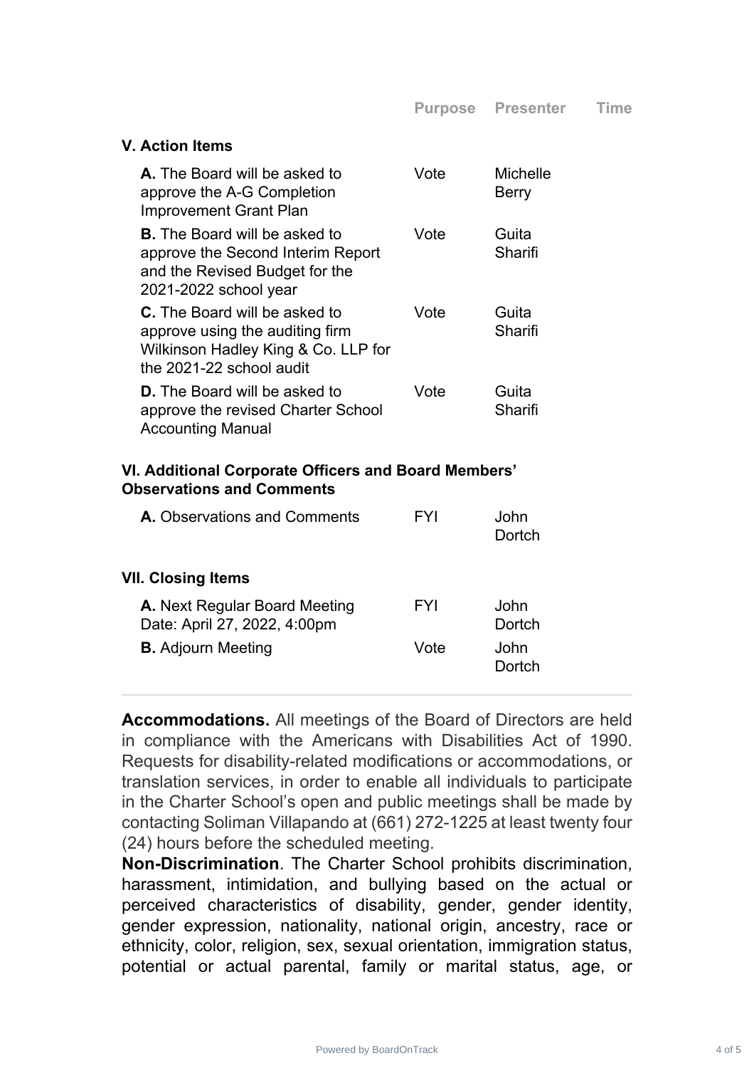| | Purpose | Presenter | Time |
|---|---|---|---|
| **V. Action Items** | | | |
| **A.** The Board will be asked to approve the A-G Completion Improvement Grant Plan | Vote | Michelle Berry | |
| **B.** The Board will be asked to approve the Second Interim Report and the Revised Budget for the 2021-2022 school year | Vote | Guita Sharifi | |
| **C.** The Board will be asked to approve using the auditing firm Wilkinson Hadley King & Co. LLP for the 2021-22 school audit | Vote | Guita Sharifi | |
| **D.** The Board will be asked to approve the revised Charter School Accounting Manual | Vote | Guita Sharifi | |
| **VI. Additional Corporate Officers and Board Members' Observations and Comments** | | | |
| **A.** Observations and Comments | FYI | John Dortch | |
| **VII. Closing Items** | | | |
| **A.** Next Regular Board Meeting Date: April 27, 2022, 4:00pm | FYI | John Dortch | |
| **B.** Adjourn Meeting | Vote | John Dortch | |

---

**Accommodations.** All meetings of the Board of Directors are held in compliance with the Americans with Disabilities Act of 1990. Requests for disability-related modifications or accommodations, or translation services, in order to enable all individuals to participate in the Charter School's open and public meetings shall be made by contacting Soliman Villapando at (661) 272-1225 at least twenty four (24) hours before the scheduled meeting.

**Non-Discrimination**. The Charter School prohibits discrimination, harassment, intimidation, and bullying based on the actual or perceived characteristics of disability, gender, gender identity, gender expression, nationality, national origin, ancestry, race or ethnicity, color, religion, sex, sexual orientation, immigration status, potential or actual parental, family or marital status, age, or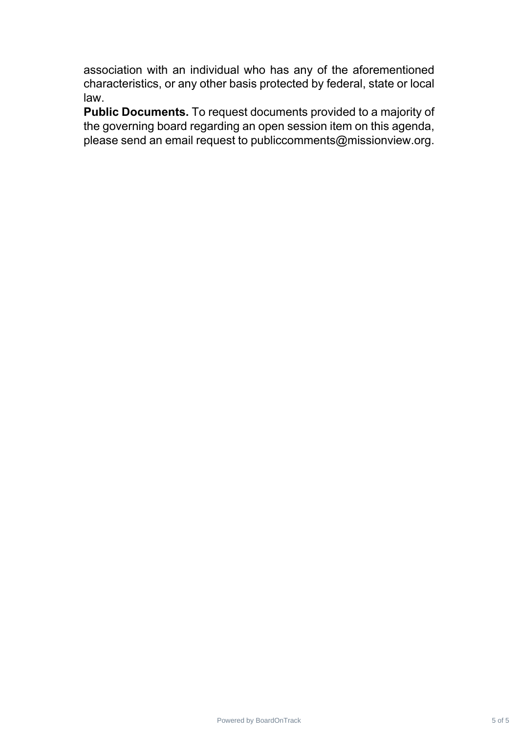association with an individual who has any of the aforementioned characteristics, or any other basis protected by federal, state or local law.

**Public Documents.** To request documents provided to a majority of the governing board regarding an open session item on this agenda, please send an email request to publiccomments@missionview.org.